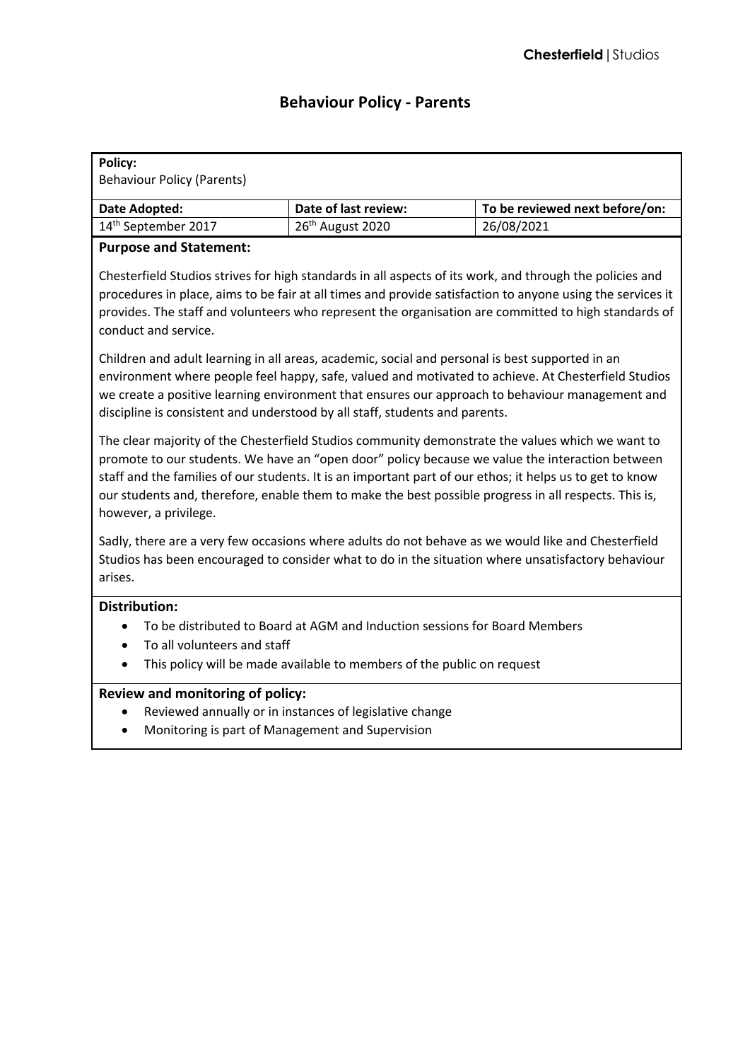# Behaviour Policy - Parents

**Policy:**
Behaviour Policy (Parents)

| Date Adopted: | Date of last review: | To be reviewed next before/on: |
| --- | --- | --- |
| 14th September 2017 | 26th August 2020 | 26/08/2021 |

**Purpose and Statement:**

Chesterfield Studios strives for high standards in all aspects of its work, and through the policies and procedures in place, aims to be fair at all times and provide satisfaction to anyone using the services it provides. The staff and volunteers who represent the organisation are committed to high standards of conduct and service.

Children and adult learning in all areas, academic, social and personal is best supported in an environment where people feel happy, safe, valued and motivated to achieve. At Chesterfield Studios we create a positive learning environment that ensures our approach to behaviour management and discipline is consistent and understood by all staff, students and parents.

The clear majority of the Chesterfield Studios community demonstrate the values which we want to promote to our students. We have an "open door" policy because we value the interaction between staff and the families of our students. It is an important part of our ethos; it helps us to get to know our students and, therefore, enable them to make the best possible progress in all respects. This is, however, a privilege.

Sadly, there are a very few occasions where adults do not behave as we would like and Chesterfield Studios has been encouraged to consider what to do in the situation where unsatisfactory behaviour arises.

**Distribution:**

- To be distributed to Board at AGM and Induction sessions for Board Members
- To all volunteers and staff
- This policy will be made available to members of the public on request

**Review and monitoring of policy:**

- Reviewed annually or in instances of legislative change
- Monitoring is part of Management and Supervision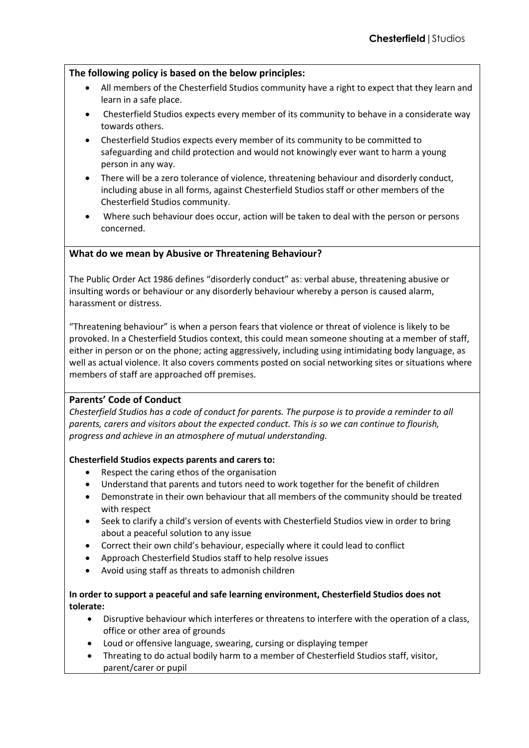**The following policy is based on the below principles:**

- All members of the Chesterfield Studios community have a right to expect that they learn and learn in a safe place.
- Chesterfield Studios expects every member of its community to behave in a considerate way towards others.
- Chesterfield Studios expects every member of its community to be committed to safeguarding and child protection and would not knowingly ever want to harm a young person in any way.
- There will be a zero tolerance of violence, threatening behaviour and disorderly conduct, including abuse in all forms, against Chesterfield Studios staff or other members of the Chesterfield Studios community.
- Where such behaviour does occur, action will be taken to deal with the person or persons concerned.

**What do we mean by Abusive or Threatening Behaviour?**

The Public Order Act 1986 defines "disorderly conduct" as: verbal abuse, threatening abusive or insulting words or behaviour or any disorderly behaviour whereby a person is caused alarm, harassment or distress.

"Threatening behaviour" is when a person fears that violence or threat of violence is likely to be provoked. In a Chesterfield Studios context, this could mean someone shouting at a member of staff, either in person or on the phone; acting aggressively, including using intimidating body language, as well as actual violence. It also covers comments posted on social networking sites or situations where members of staff are approached off premises.

**Parents' Code of Conduct**

*Chesterfield Studios has a code of conduct for parents. The purpose is to provide a reminder to all parents, carers and visitors about the expected conduct. This is so we can continue to flourish, progress and achieve in an atmosphere of mutual understanding.*

**Chesterfield Studios expects parents and carers to:**

- Respect the caring ethos of the organisation
- Understand that parents and tutors need to work together for the benefit of children
- Demonstrate in their own behaviour that all members of the community should be treated with respect
- Seek to clarify a child's version of events with Chesterfield Studios view in order to bring about a peaceful solution to any issue
- Correct their own child's behaviour, especially where it could lead to conflict
- Approach Chesterfield Studios staff to help resolve issues
- Avoid using staff as threats to admonish children

**In order to support a peaceful and safe learning environment, Chesterfield Studios does not tolerate:**

- Disruptive behaviour which interferes or threatens to interfere with the operation of a class, office or other area of grounds
- Loud or offensive language, swearing, cursing or displaying temper
- Threating to do actual bodily harm to a member of Chesterfield Studios staff, visitor, parent/carer or pupil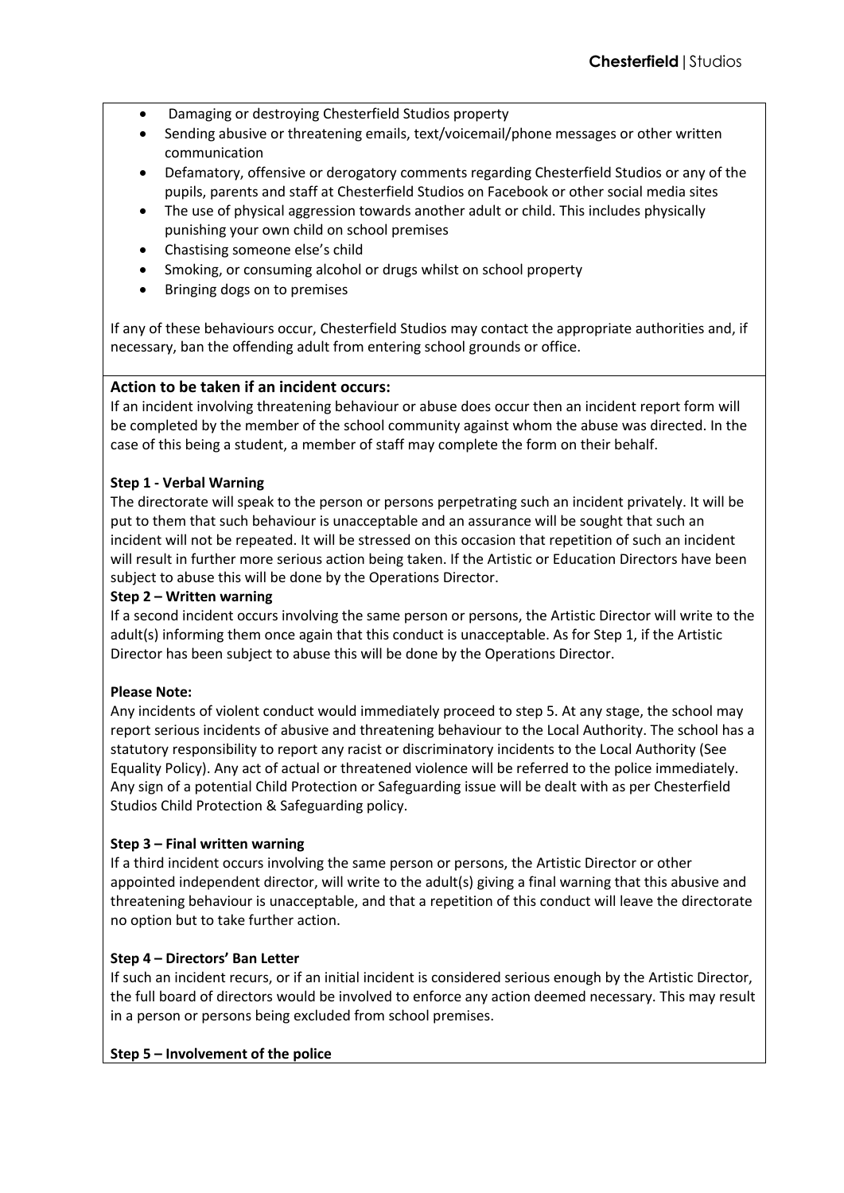- Damaging or destroying Chesterfield Studios property
- Sending abusive or threatening emails, text/voicemail/phone messages or other written communication
- Defamatory, offensive or derogatory comments regarding Chesterfield Studios or any of the pupils, parents and staff at Chesterfield Studios on Facebook or other social media sites
- The use of physical aggression towards another adult or child. This includes physically punishing your own child on school premises
- Chastising someone else's child
- Smoking, or consuming alcohol or drugs whilst on school property
- Bringing dogs on to premises

If any of these behaviours occur, Chesterfield Studios may contact the appropriate authorities and, if necessary, ban the offending adult from entering school grounds or office.

## Action to be taken if an incident occurs:

If an incident involving threatening behaviour or abuse does occur then an incident report form will be completed by the member of the school community against whom the abuse was directed. In the case of this being a student, a member of staff may complete the form on their behalf.

**Step 1 - Verbal Warning**

The directorate will speak to the person or persons perpetrating such an incident privately. It will be put to them that such behaviour is unacceptable and an assurance will be sought that such an incident will not be repeated. It will be stressed on this occasion that repetition of such an incident will result in further more serious action being taken. If the Artistic or Education Directors have been subject to abuse this will be done by the Operations Director.

**Step 2 – Written warning**

If a second incident occurs involving the same person or persons, the Artistic Director will write to the adult(s) informing them once again that this conduct is unacceptable. As for Step 1, if the Artistic Director has been subject to abuse this will be done by the Operations Director.

**Please Note:**

Any incidents of violent conduct would immediately proceed to step 5. At any stage, the school may report serious incidents of abusive and threatening behaviour to the Local Authority. The school has a statutory responsibility to report any racist or discriminatory incidents to the Local Authority (See Equality Policy). Any act of actual or threatened violence will be referred to the police immediately. Any sign of a potential Child Protection or Safeguarding issue will be dealt with as per Chesterfield Studios Child Protection & Safeguarding policy.

**Step 3 – Final written warning**

If a third incident occurs involving the same person or persons, the Artistic Director or other appointed independent director, will write to the adult(s) giving a final warning that this abusive and threatening behaviour is unacceptable, and that a repetition of this conduct will leave the directorate no option but to take further action.

**Step 4 – Directors' Ban Letter**

If such an incident recurs, or if an initial incident is considered serious enough by the Artistic Director, the full board of directors would be involved to enforce any action deemed necessary. This may result in a person or persons being excluded from school premises.

**Step 5 – Involvement of the police**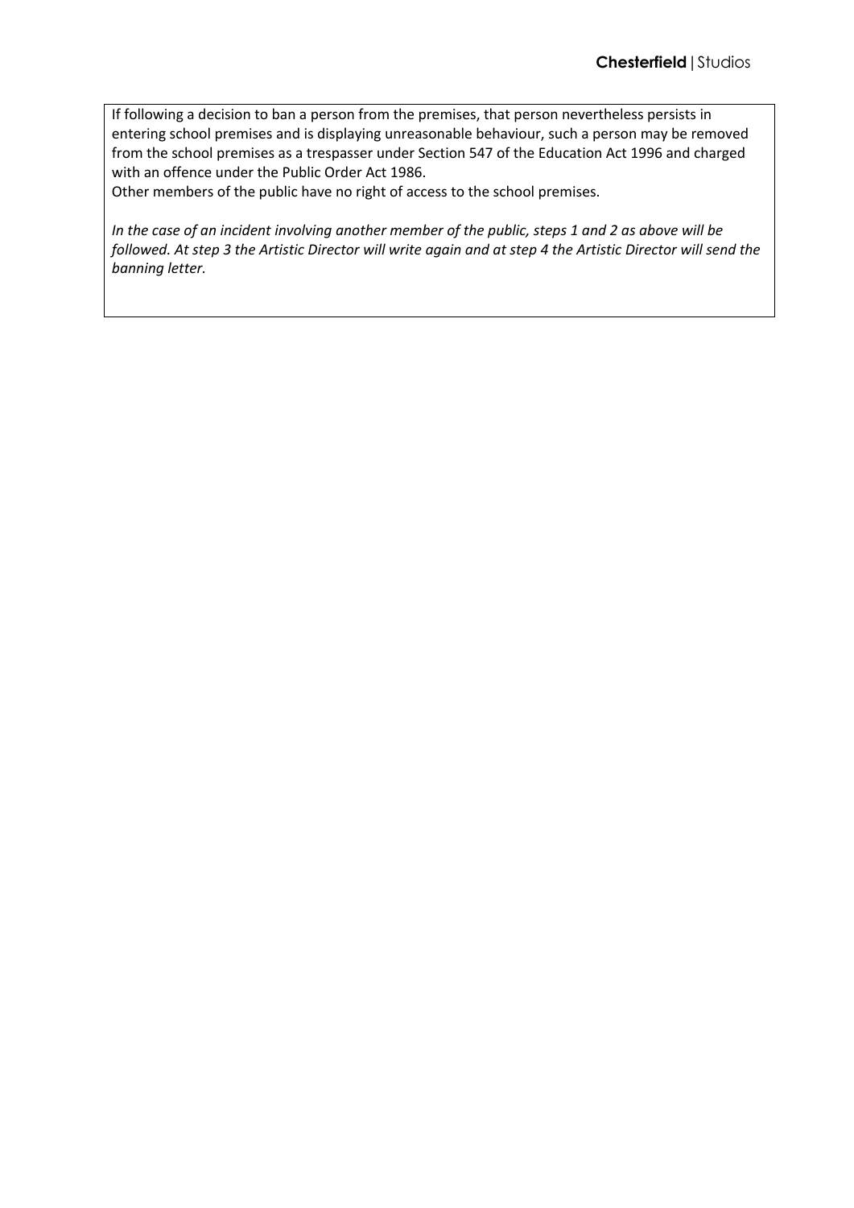If following a decision to ban a person from the premises, that person nevertheless persists in entering school premises and is displaying unreasonable behaviour, such a person may be removed from the school premises as a trespasser under Section 547 of the Education Act 1996 and charged with an offence under the Public Order Act 1986.
Other members of the public have no right of access to the school premises.

*In the case of an incident involving another member of the public, steps 1 and 2 as above will be followed. At step 3 the Artistic Director will write again and at step 4 the Artistic Director will send the banning letter.*